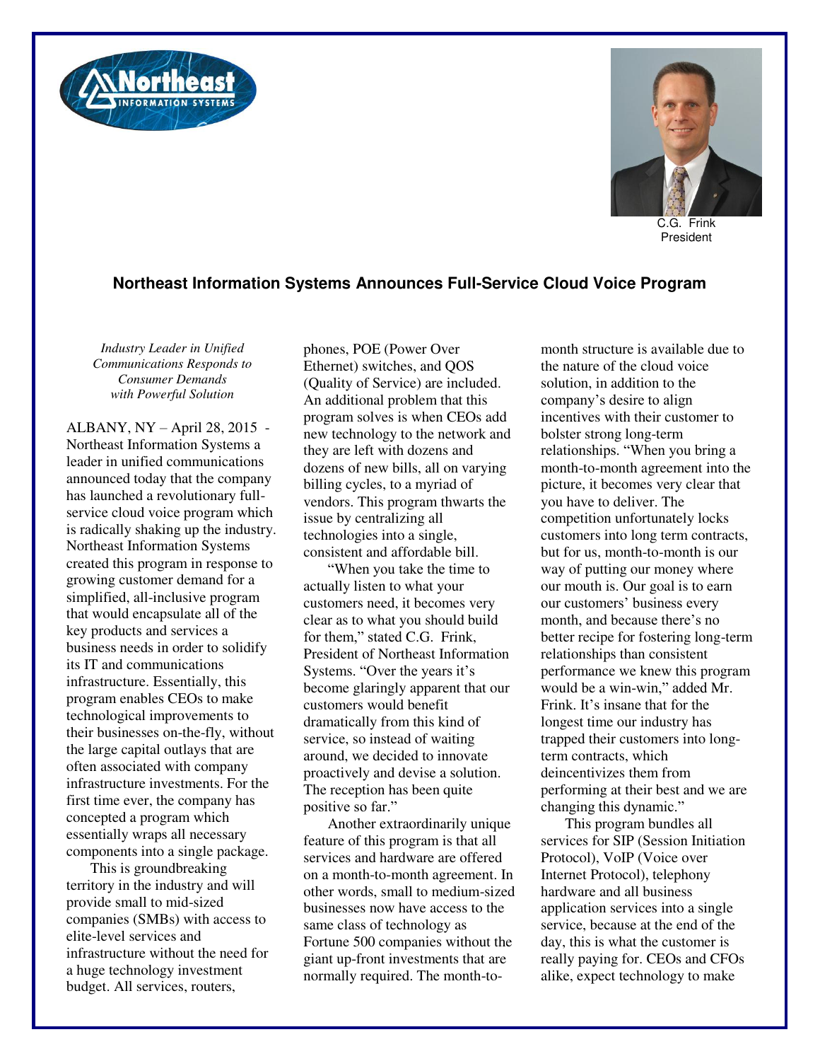C.G. Frink
President

## Northeast Information Systems Announces Full-Service Cloud Voice Program

*Industry Leader in Unified Communications Responds to Consumer Demands with Powerful Solution*

ALBANY, NY – April 28, 2015 - Northeast Information Systems a leader in unified communications announced today that the company has launched a revolutionary full-service cloud voice program which is radically shaking up the industry. Northeast Information Systems created this program in response to growing customer demand for a simplified, all-inclusive program that would encapsulate all of the key products and services a business needs in order to solidify its IT and communications infrastructure. Essentially, this program enables CEOs to make technological improvements to their businesses on-the-fly, without the large capital outlays that are often associated with company infrastructure investments. For the first time ever, the company has concepted a program which essentially wraps all necessary components into a single package.

This is groundbreaking territory in the industry and will provide small to mid-sized companies (SMBs) with access to elite-level services and infrastructure without the need for a huge technology investment budget. All services, routers, phones, POE (Power Over Ethernet) switches, and QOS (Quality of Service) are included. An additional problem that this program solves is when CEOs add new technology to the network and they are left with dozens and dozens of new bills, all on varying billing cycles, to a myriad of vendors. This program thwarts the issue by centralizing all technologies into a single, consistent and affordable bill.

"When you take the time to actually listen to what your customers need, it becomes very clear as to what you should build for them," stated C.G. Frink, President of Northeast Information Systems. "Over the years it's become glaringly apparent that our customers would benefit dramatically from this kind of service, so instead of waiting around, we decided to innovate proactively and devise a solution. The reception has been quite positive so far."

Another extraordinarily unique feature of this program is that all services and hardware are offered on a month-to-month agreement. In other words, small to medium-sized businesses now have access to the same class of technology as Fortune 500 companies without the giant up-front investments that are normally required. The month-to-month structure is available due to the nature of the cloud voice solution, in addition to the company's desire to align incentives with their customer to bolster strong long-term relationships. "When you bring a month-to-month agreement into the picture, it becomes very clear that you have to deliver. The competition unfortunately locks customers into long term contracts, but for us, month-to-month is our way of putting our money where our mouth is. Our goal is to earn our customers' business every month, and because there's no better recipe for fostering long-term relationships than consistent performance we knew this program would be a win-win," added Mr. Frink. It's insane that for the longest time our industry has trapped their customers into long-term contracts, which deincentivizes them from performing at their best and we are changing this dynamic."

This program bundles all services for SIP (Session Initiation Protocol), VoIP (Voice over Internet Protocol), telephony hardware and all business application services into a single service, because at the end of the day, this is what the customer is really paying for. CEOs and CFOs alike, expect technology to make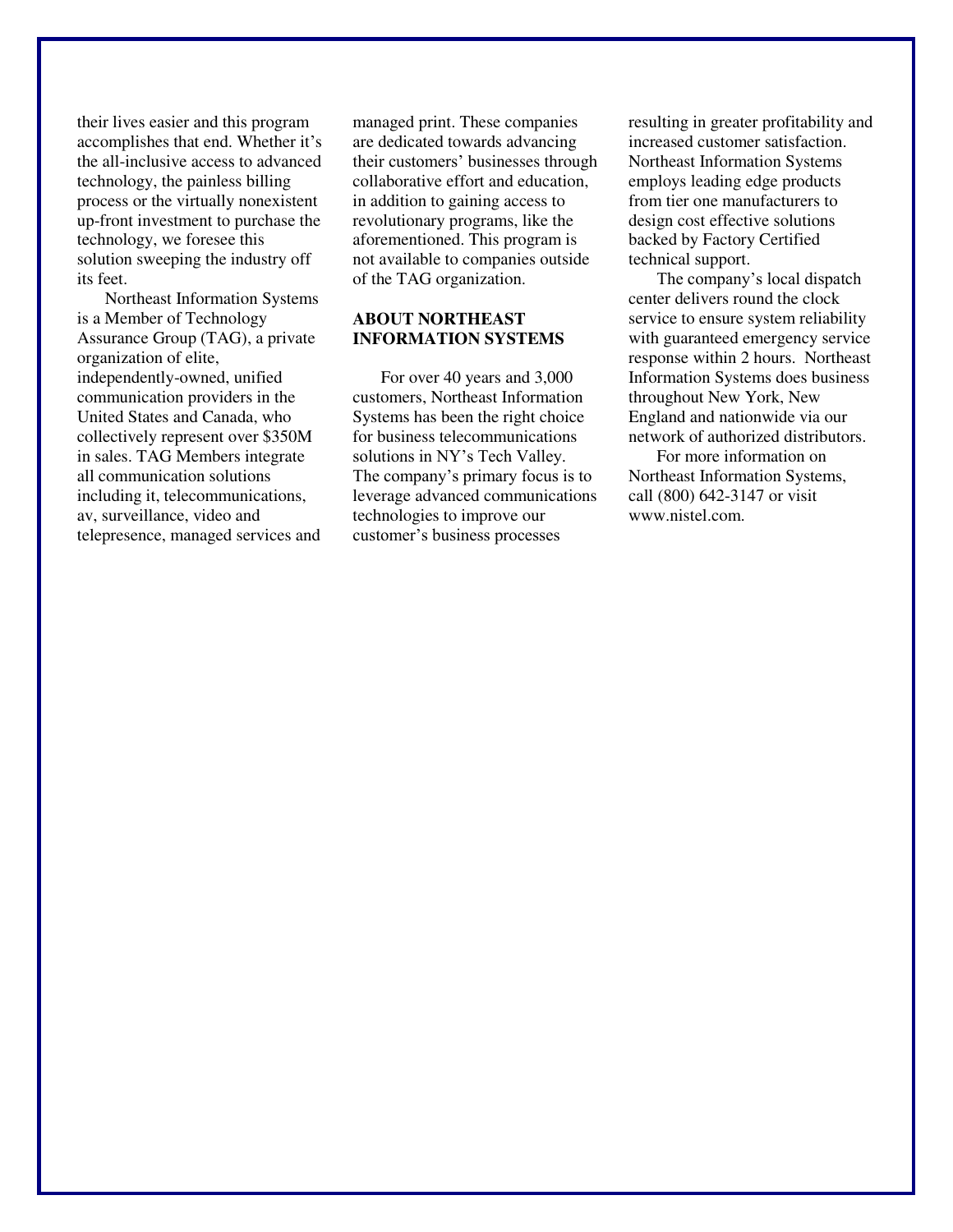their lives easier and this program accomplishes that end. Whether it's the all-inclusive access to advanced technology, the painless billing process or the virtually nonexistent up-front investment to purchase the technology, we foresee this solution sweeping the industry off its feet.

Northeast Information Systems is a Member of Technology Assurance Group (TAG), a private organization of elite, independently-owned, unified communication providers in the United States and Canada, who collectively represent over $350M in sales. TAG Members integrate all communication solutions including it, telecommunications, av, surveillance, video and telepresence, managed services and managed print. These companies are dedicated towards advancing their customers' businesses through collaborative effort and education, in addition to gaining access to revolutionary programs, like the aforementioned. This program is not available to companies outside of the TAG organization.

**ABOUT NORTHEAST INFORMATION SYSTEMS**

For over 40 years and 3,000 customers, Northeast Information Systems has been the right choice for business telecommunications solutions in NY's Tech Valley. The company's primary focus is to leverage advanced communications technologies to improve our customer's business processes resulting in greater profitability and increased customer satisfaction. Northeast Information Systems employs leading edge products from tier one manufacturers to design cost effective solutions backed by Factory Certified technical support.

The company's local dispatch center delivers round the clock service to ensure system reliability with guaranteed emergency service response within 2 hours. Northeast Information Systems does business throughout New York, New England and nationwide via our network of authorized distributors.

For more information on Northeast Information Systems, call (800) 642-3147 or visit www.nistel.com.